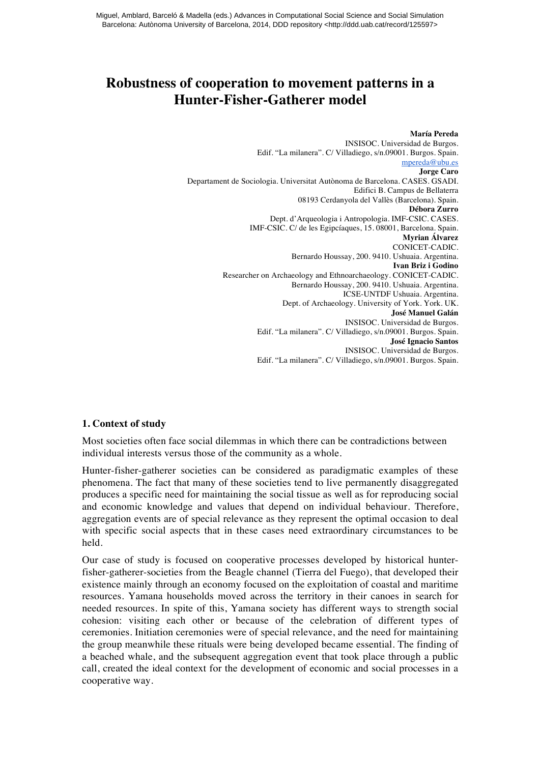# Robustness of cooperation to movement patterns in a Hunter-Fisher-Gatherer model

**María Pereda**
INSISOC. Universidad de Burgos.
Edif. "La milanera". C/ Villadiego, s/n.09001. Burgos. Spain.
mpereda@ubu.es

**Jorge Caro**
Departament de Sociologia. Universitat Autònoma de Barcelona. CASES. GSADI.
Edifici B. Campus de Bellaterra
08193 Cerdanyola del Vallès (Barcelona). Spain.

**Débora Zurro**
Dept. d'Arqueologia i Antropologia. IMF-CSIC. CASES.
IMF-CSIC. C/ de les Egipcíaques, 15. 08001, Barcelona. Spain.

**Myrian Álvarez**
CONICET-CADIC.
Bernardo Houssay, 200. 9410. Ushuaia. Argentina.

**Ivan Briz i Godino**
Researcher on Archaeology and Ethnoarchaeology. CONICET-CADIC.
Bernardo Houssay, 200. 9410. Ushuaia. Argentina.
ICSE-UNTDF Ushuaia. Argentina.
Dept. of Archaeology. University of York. York. UK.

**José Manuel Galán**
INSISOC. Universidad de Burgos.
Edif. "La milanera". C/ Villadiego, s/n.09001. Burgos. Spain.

**José Ignacio Santos**
INSISOC. Universidad de Burgos.
Edif. "La milanera". C/ Villadiego, s/n.09001. Burgos. Spain.

## 1. Context of study

Most societies often face social dilemmas in which there can be contradictions between individual interests versus those of the community as a whole.

Hunter-fisher-gatherer societies can be considered as paradigmatic examples of these phenomena. The fact that many of these societies tend to live permanently disaggregated produces a specific need for maintaining the social tissue as well as for reproducing social and economic knowledge and values that depend on individual behaviour. Therefore, aggregation events are of special relevance as they represent the optimal occasion to deal with specific social aspects that in these cases need extraordinary circumstances to be held.

Our case of study is focused on cooperative processes developed by historical hunter-fisher-gatherer-societies from the Beagle channel (Tierra del Fuego), that developed their existence mainly through an economy focused on the exploitation of coastal and maritime resources. Yamana households moved across the territory in their canoes in search for needed resources. In spite of this, Yamana society has different ways to strength social cohesion: visiting each other or because of the celebration of different types of ceremonies. Initiation ceremonies were of special relevance, and the need for maintaining the group meanwhile these rituals were being developed became essential. The finding of a beached whale, and the subsequent aggregation event that took place through a public call, created the ideal context for the development of economic and social processes in a cooperative way.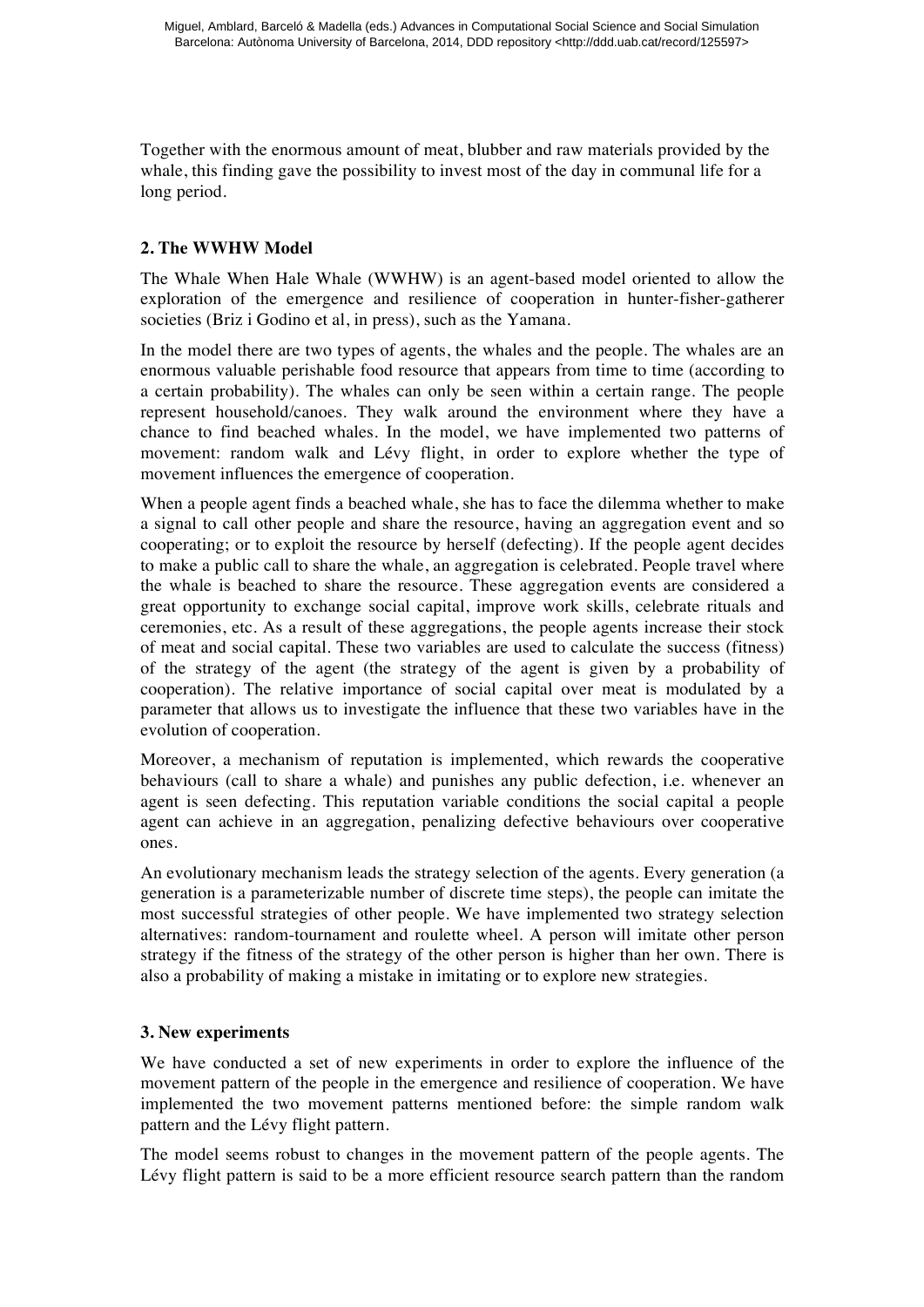Together with the enormous amount of meat, blubber and raw materials provided by the whale, this finding gave the possibility to invest most of the day in communal life for a long period.

## 2. The WWHW Model

The Whale When Hale Whale (WWHW) is an agent-based model oriented to allow the exploration of the emergence and resilience of cooperation in hunter-fisher-gatherer societies (Briz i Godino et al, in press), such as the Yamana.

In the model there are two types of agents, the whales and the people. The whales are an enormous valuable perishable food resource that appears from time to time (according to a certain probability). The whales can only be seen within a certain range. The people represent household/canoes. They walk around the environment where they have a chance to find beached whales. In the model, we have implemented two patterns of movement: random walk and Lévy flight, in order to explore whether the type of movement influences the emergence of cooperation.

When a people agent finds a beached whale, she has to face the dilemma whether to make a signal to call other people and share the resource, having an aggregation event and so cooperating; or to exploit the resource by herself (defecting). If the people agent decides to make a public call to share the whale, an aggregation is celebrated. People travel where the whale is beached to share the resource. These aggregation events are considered a great opportunity to exchange social capital, improve work skills, celebrate rituals and ceremonies, etc. As a result of these aggregations, the people agents increase their stock of meat and social capital. These two variables are used to calculate the success (fitness) of the strategy of the agent (the strategy of the agent is given by a probability of cooperation). The relative importance of social capital over meat is modulated by a parameter that allows us to investigate the influence that these two variables have in the evolution of cooperation.

Moreover, a mechanism of reputation is implemented, which rewards the cooperative behaviours (call to share a whale) and punishes any public defection, i.e. whenever an agent is seen defecting. This reputation variable conditions the social capital a people agent can achieve in an aggregation, penalizing defective behaviours over cooperative ones.

An evolutionary mechanism leads the strategy selection of the agents. Every generation (a generation is a parameterizable number of discrete time steps), the people can imitate the most successful strategies of other people. We have implemented two strategy selection alternatives: random-tournament and roulette wheel. A person will imitate other person strategy if the fitness of the strategy of the other person is higher than her own. There is also a probability of making a mistake in imitating or to explore new strategies.

## 3. New experiments

We have conducted a set of new experiments in order to explore the influence of the movement pattern of the people in the emergence and resilience of cooperation. We have implemented the two movement patterns mentioned before: the simple random walk pattern and the Lévy flight pattern.

The model seems robust to changes in the movement pattern of the people agents. The Lévy flight pattern is said to be a more efficient resource search pattern than the random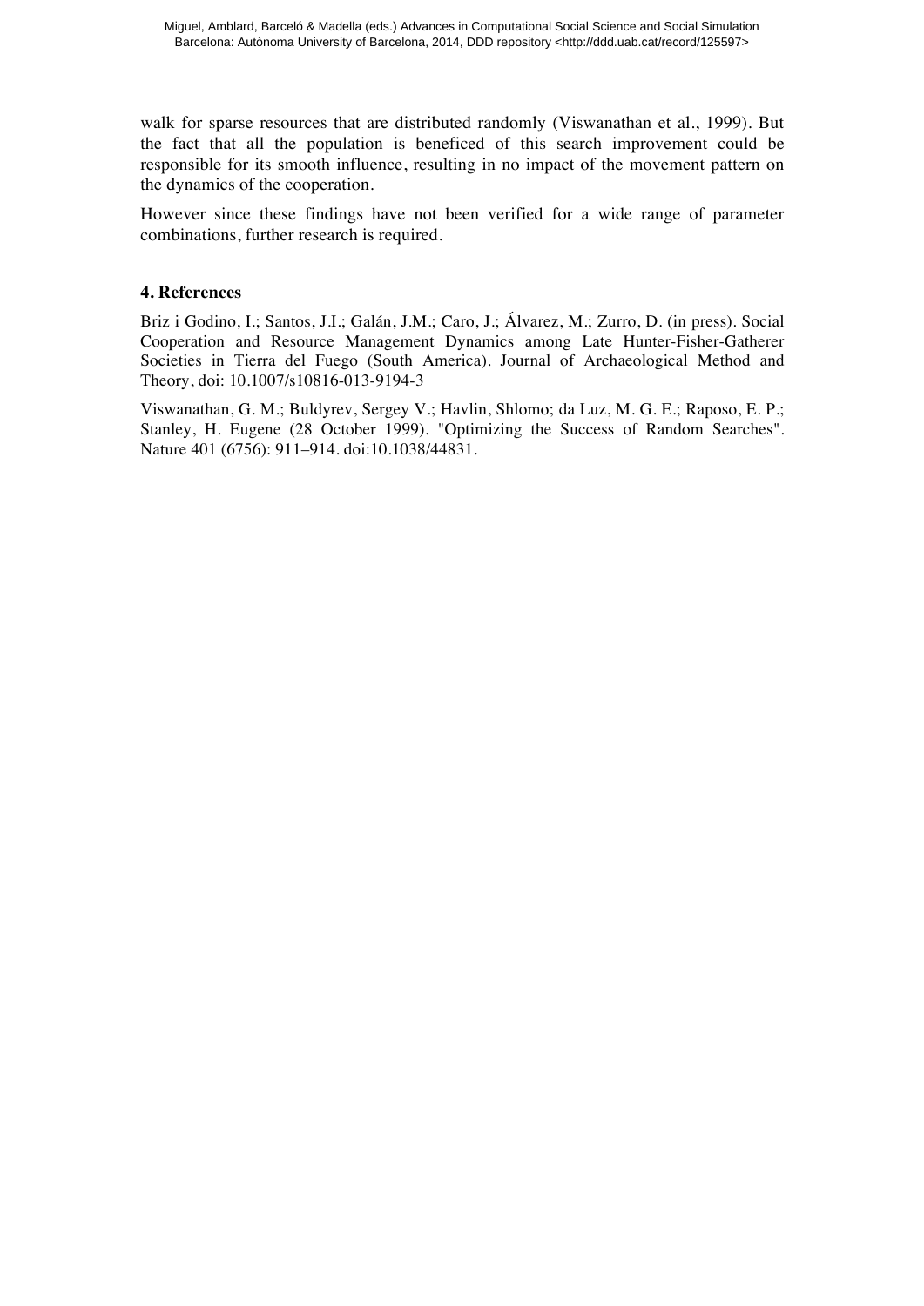walk for sparse resources that are distributed randomly (Viswanathan et al., 1999). But the fact that all the population is beneficed of this search improvement could be responsible for its smooth influence, resulting in no impact of the movement pattern on the dynamics of the cooperation.

However since these findings have not been verified for a wide range of parameter combinations, further research is required.

## 4. References

Briz i Godino, I.; Santos, J.I.; Galán, J.M.; Caro, J.; Álvarez, M.; Zurro, D. (in press). Social Cooperation and Resource Management Dynamics among Late Hunter-Fisher-Gatherer Societies in Tierra del Fuego (South America). Journal of Archaeological Method and Theory, doi: 10.1007/s10816-013-9194-3

Viswanathan, G. M.; Buldyrev, Sergey V.; Havlin, Shlomo; da Luz, M. G. E.; Raposo, E. P.; Stanley, H. Eugene (28 October 1999). "Optimizing the Success of Random Searches". Nature 401 (6756): 911–914. doi:10.1038/44831.